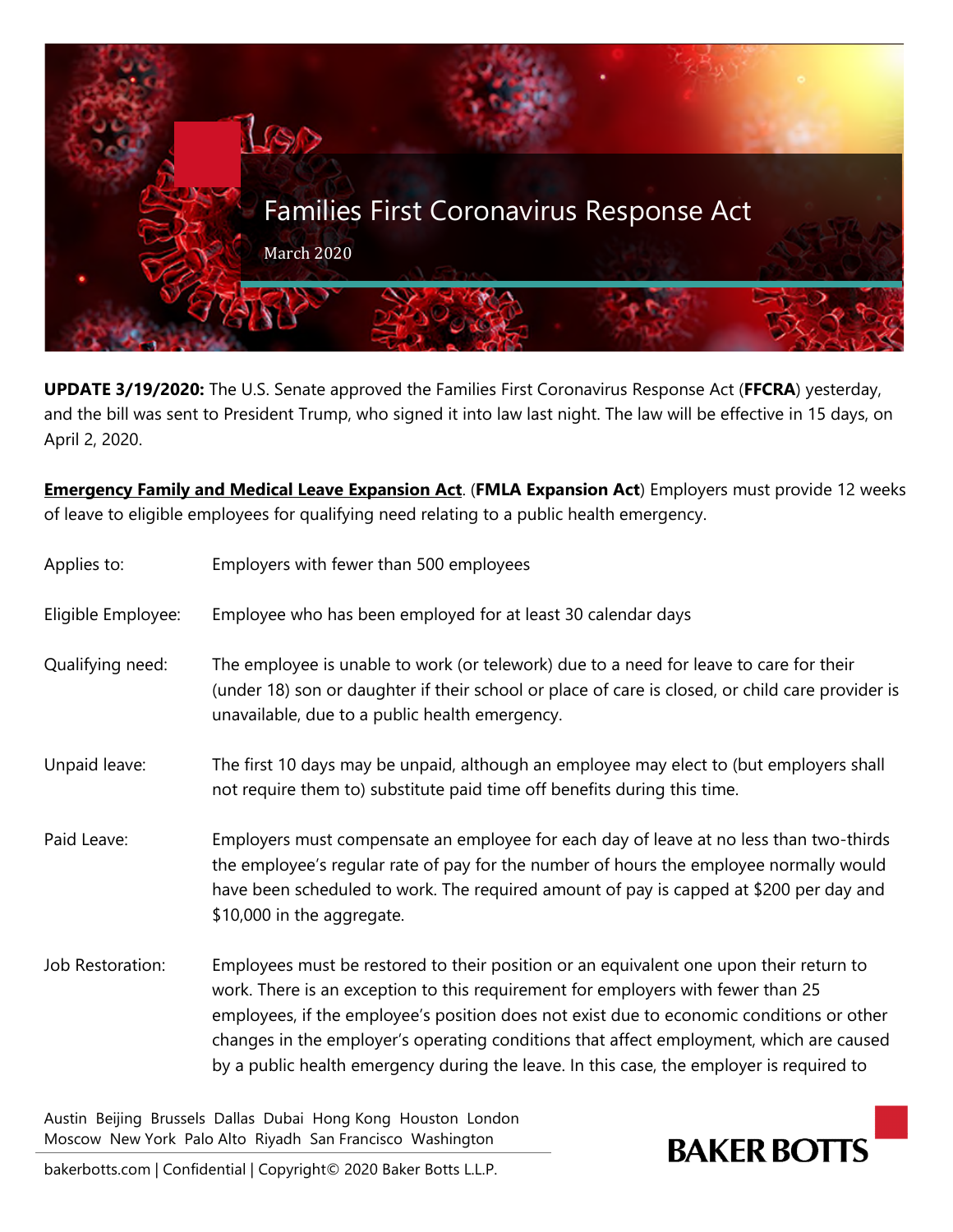# Families First Coronavirus Response Act

March 2020

**UPDATE 3/19/2020:** The U.S. Senate approved the Families First Coronavirus Response Act (**FFCRA**) yesterday, and the bill was sent to President Trump, who signed it into law last night. The law will be effective in 15 days, on April 2, 2020.

**Emergency Family and Medical Leave Expansion Act**. (**FMLA Expansion Act**) Employers must provide 12 weeks of leave to eligible employees for qualifying need relating to a public health emergency.

| | |
|---|---|
| Applies to: | Employers with fewer than 500 employees |
| Eligible Employee: | Employee who has been employed for at least 30 calendar days |
| Qualifying need: | The employee is unable to work (or telework) due to a need for leave to care for their (under 18) son or daughter if their school or place of care is closed, or child care provider is unavailable, due to a public health emergency. |
| Unpaid leave: | The first 10 days may be unpaid, although an employee may elect to (but employers shall not require them to) substitute paid time off benefits during this time. |
| Paid Leave: | Employers must compensate an employee for each day of leave at no less than two-thirds the employee's regular rate of pay for the number of hours the employee normally would have been scheduled to work. The required amount of pay is capped at $200 per day and $10,000 in the aggregate. |
| Job Restoration: | Employees must be restored to their position or an equivalent one upon their return to work. There is an exception to this requirement for employers with fewer than 25 employees, if the employee's position does not exist due to economic conditions or other changes in the employer's operating conditions that affect employment, which are caused by a public health emergency during the leave. In this case, the employer is required to |

Austin Beijing Brussels Dallas Dubai Hong Kong Houston London Moscow New York Palo Alto Riyadh San Francisco Washington

bakerbotts.com | Confidential | Copyright© 2020 Baker Botts L.L.P.

BAKER BOTTS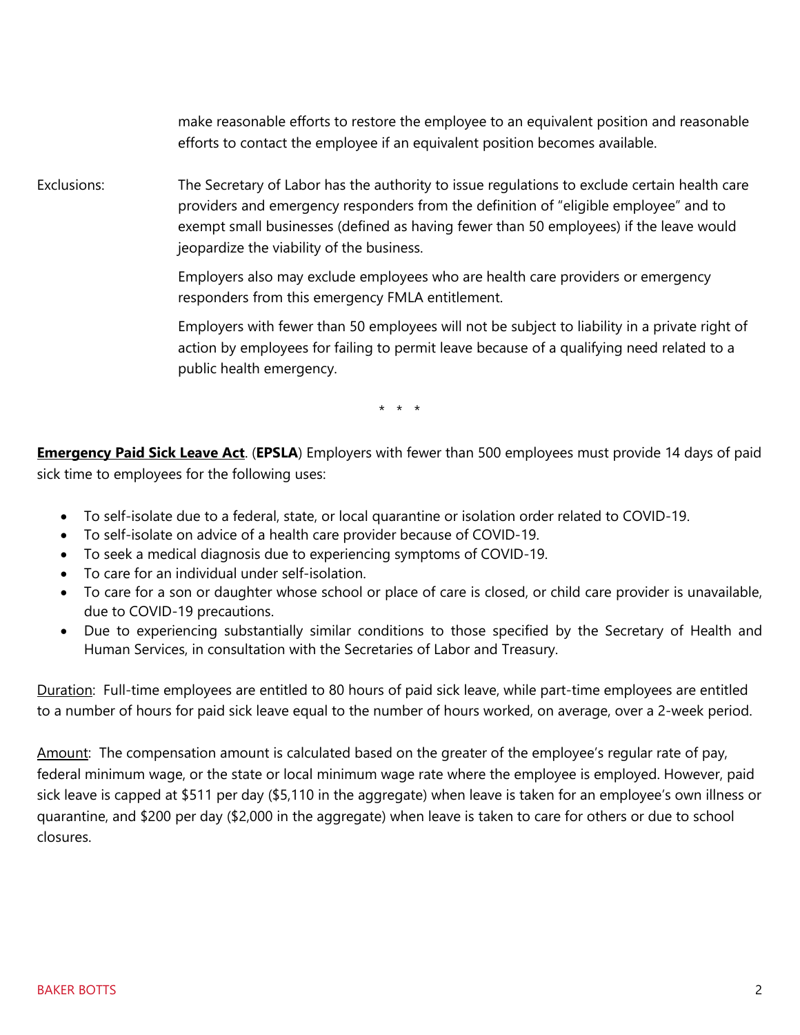make reasonable efforts to restore the employee to an equivalent position and reasonable efforts to contact the employee if an equivalent position becomes available.

Exclusions: The Secretary of Labor has the authority to issue regulations to exclude certain health care providers and emergency responders from the definition of "eligible employee" and to exempt small businesses (defined as having fewer than 50 employees) if the leave would jeopardize the viability of the business.

Employers also may exclude employees who are health care providers or emergency responders from this emergency FMLA entitlement.

Employers with fewer than 50 employees will not be subject to liability in a private right of action by employees for failing to permit leave because of a qualifying need related to a public health emergency.

\* \* \*

**Emergency Paid Sick Leave Act**. (**EPSLA**) Employers with fewer than 500 employees must provide 14 days of paid sick time to employees for the following uses:

- To self-isolate due to a federal, state, or local quarantine or isolation order related to COVID-19.
- To self-isolate on advice of a health care provider because of COVID-19.
- To seek a medical diagnosis due to experiencing symptoms of COVID-19.
- To care for an individual under self-isolation.
- To care for a son or daughter whose school or place of care is closed, or child care provider is unavailable, due to COVID-19 precautions.
- Due to experiencing substantially similar conditions to those specified by the Secretary of Health and Human Services, in consultation with the Secretaries of Labor and Treasury.

Duration: Full-time employees are entitled to 80 hours of paid sick leave, while part-time employees are entitled to a number of hours for paid sick leave equal to the number of hours worked, on average, over a 2-week period.

Amount: The compensation amount is calculated based on the greater of the employee's regular rate of pay, federal minimum wage, or the state or local minimum wage rate where the employee is employed. However, paid sick leave is capped at $511 per day ($5,110 in the aggregate) when leave is taken for an employee's own illness or quarantine, and $200 per day ($2,000 in the aggregate) when leave is taken to care for others or due to school closures.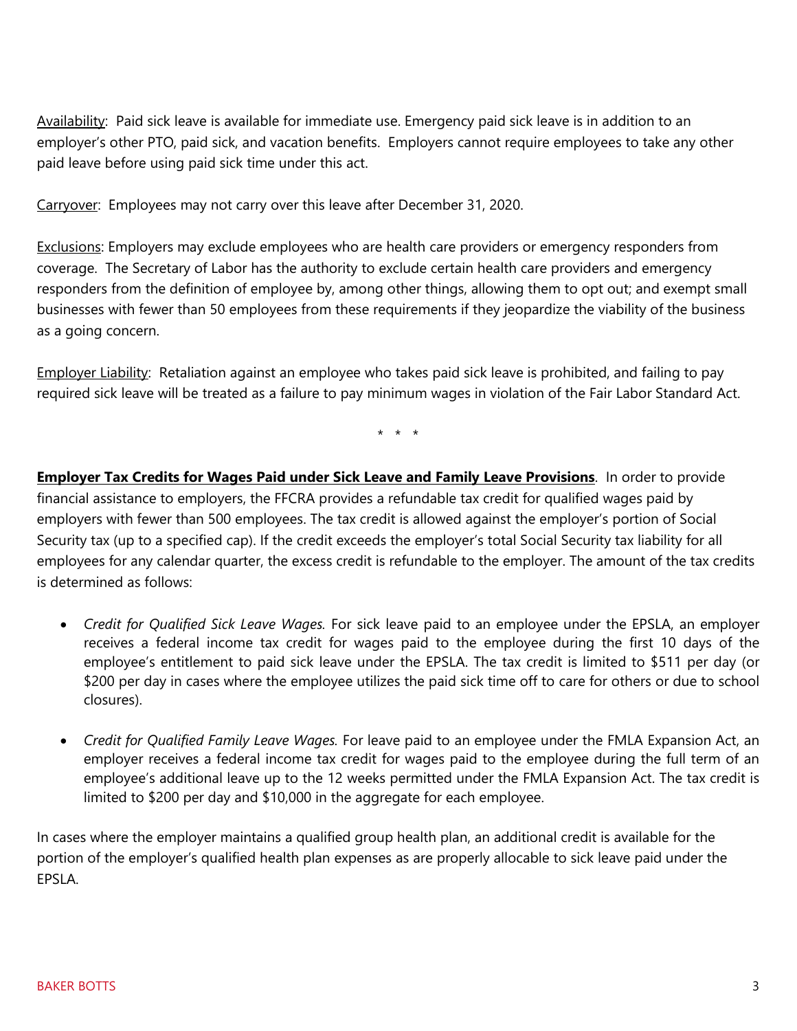Availability: Paid sick leave is available for immediate use. Emergency paid sick leave is in addition to an employer's other PTO, paid sick, and vacation benefits. Employers cannot require employees to take any other paid leave before using paid sick time under this act.

Carryover: Employees may not carry over this leave after December 31, 2020.

Exclusions: Employers may exclude employees who are health care providers or emergency responders from coverage. The Secretary of Labor has the authority to exclude certain health care providers and emergency responders from the definition of employee by, among other things, allowing them to opt out; and exempt small businesses with fewer than 50 employees from these requirements if they jeopardize the viability of the business as a going concern.

Employer Liability: Retaliation against an employee who takes paid sick leave is prohibited, and failing to pay required sick leave will be treated as a failure to pay minimum wages in violation of the Fair Labor Standard Act.

\* \* \*

**Employer Tax Credits for Wages Paid under Sick Leave and Family Leave Provisions**. In order to provide financial assistance to employers, the FFCRA provides a refundable tax credit for qualified wages paid by employers with fewer than 500 employees. The tax credit is allowed against the employer's portion of Social Security tax (up to a specified cap). If the credit exceeds the employer's total Social Security tax liability for all employees for any calendar quarter, the excess credit is refundable to the employer. The amount of the tax credits is determined as follows:

- *Credit for Qualified Sick Leave Wages.* For sick leave paid to an employee under the EPSLA, an employer receives a federal income tax credit for wages paid to the employee during the first 10 days of the employee's entitlement to paid sick leave under the EPSLA. The tax credit is limited to $511 per day (or $200 per day in cases where the employee utilizes the paid sick time off to care for others or due to school closures).
- *Credit for Qualified Family Leave Wages.* For leave paid to an employee under the FMLA Expansion Act, an employer receives a federal income tax credit for wages paid to the employee during the full term of an employee's additional leave up to the 12 weeks permitted under the FMLA Expansion Act. The tax credit is limited to $200 per day and $10,000 in the aggregate for each employee.

In cases where the employer maintains a qualified group health plan, an additional credit is available for the portion of the employer's qualified health plan expenses as are properly allocable to sick leave paid under the EPSLA.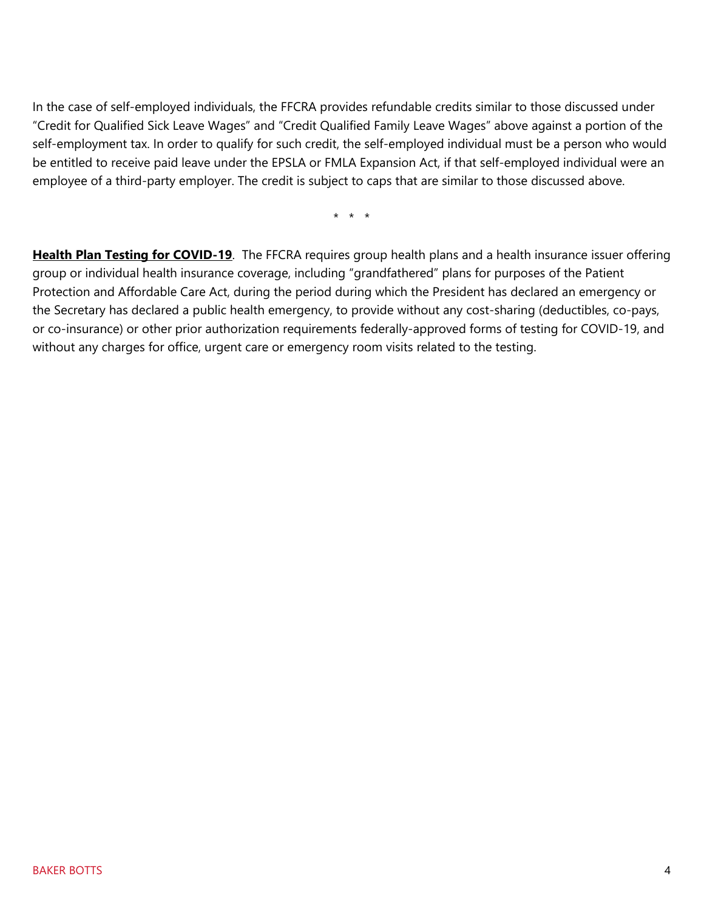In the case of self-employed individuals, the FFCRA provides refundable credits similar to those discussed under "Credit for Qualified Sick Leave Wages" and "Credit Qualified Family Leave Wages" above against a portion of the self-employment tax. In order to qualify for such credit, the self-employed individual must be a person who would be entitled to receive paid leave under the EPSLA or FMLA Expansion Act, if that self-employed individual were an employee of a third-party employer. The credit is subject to caps that are similar to those discussed above.

\* \* \*

**Health Plan Testing for COVID-19**. The FFCRA requires group health plans and a health insurance issuer offering group or individual health insurance coverage, including "grandfathered" plans for purposes of the Patient Protection and Affordable Care Act, during the period during which the President has declared an emergency or the Secretary has declared a public health emergency, to provide without any cost-sharing (deductibles, co-pays, or co-insurance) or other prior authorization requirements federally-approved forms of testing for COVID-19, and without any charges for office, urgent care or emergency room visits related to the testing.